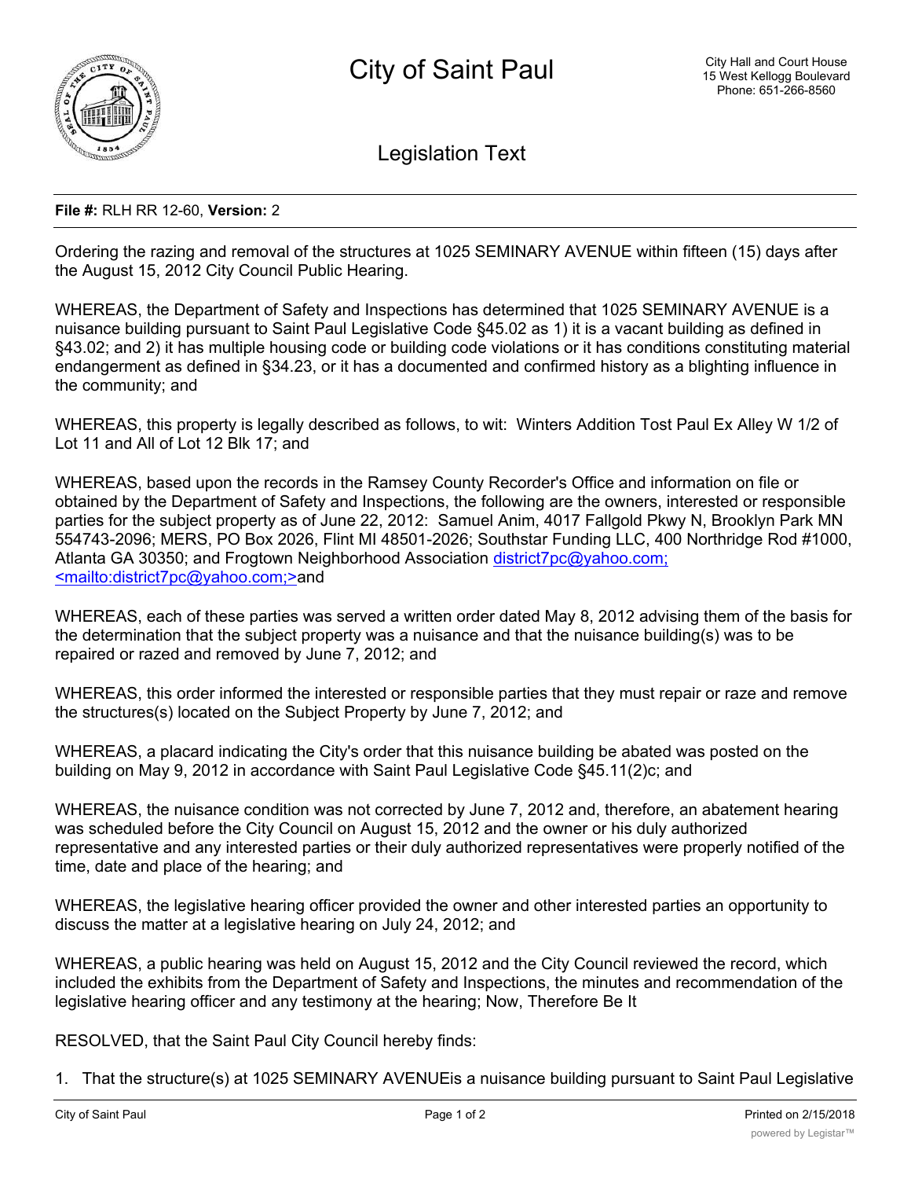# City of Saint Paul

City Hall and Court House
15 West Kellogg Boulevard
Phone: 651-266-8560

## Legislation Text

**File #:** RLH RR 12-60, **Version:** 2

Ordering the razing and removal of the structures at 1025 SEMINARY AVENUE within fifteen (15) days after the August 15, 2012 City Council Public Hearing.

WHEREAS, the Department of Safety and Inspections has determined that 1025 SEMINARY AVENUE is a nuisance building pursuant to Saint Paul Legislative Code §45.02 as 1) it is a vacant building as defined in §43.02; and 2) it has multiple housing code or building code violations or it has conditions constituting material endangerment as defined in §34.23, or it has a documented and confirmed history as a blighting influence in the community; and

WHEREAS, this property is legally described as follows, to wit: Winters Addition Tost Paul Ex Alley W 1/2 of Lot 11 and All of Lot 12 Blk 17; and

WHEREAS, based upon the records in the Ramsey County Recorder's Office and information on file or obtained by the Department of Safety and Inspections, the following are the owners, interested or responsible parties for the subject property as of June 22, 2012: Samuel Anim, 4017 Fallgold Pkwy N, Brooklyn Park MN 554743-2096; MERS, PO Box 2026, Flint MI 48501-2026; Southstar Funding LLC, 400 Northridge Rod #1000, Atlanta GA 30350; and Frogtown Neighborhood Association district7pc@yahoo.com; <mailto:district7pc@yahoo.com;>and

WHEREAS, each of these parties was served a written order dated May 8, 2012 advising them of the basis for the determination that the subject property was a nuisance and that the nuisance building(s) was to be repaired or razed and removed by June 7, 2012; and

WHEREAS, this order informed the interested or responsible parties that they must repair or raze and remove the structures(s) located on the Subject Property by June 7, 2012; and

WHEREAS, a placard indicating the City's order that this nuisance building be abated was posted on the building on May 9, 2012 in accordance with Saint Paul Legislative Code §45.11(2)c; and

WHEREAS, the nuisance condition was not corrected by June 7, 2012 and, therefore, an abatement hearing was scheduled before the City Council on August 15, 2012 and the owner or his duly authorized representative and any interested parties or their duly authorized representatives were properly notified of the time, date and place of the hearing; and

WHEREAS, the legislative hearing officer provided the owner and other interested parties an opportunity to discuss the matter at a legislative hearing on July 24, 2012; and

WHEREAS, a public hearing was held on August 15, 2012 and the City Council reviewed the record, which included the exhibits from the Department of Safety and Inspections, the minutes and recommendation of the legislative hearing officer and any testimony at the hearing; Now, Therefore Be It

RESOLVED, that the Saint Paul City Council hereby finds:

1. That the structure(s) at 1025 SEMINARY AVENUEis a nuisance building pursuant to Saint Paul Legislative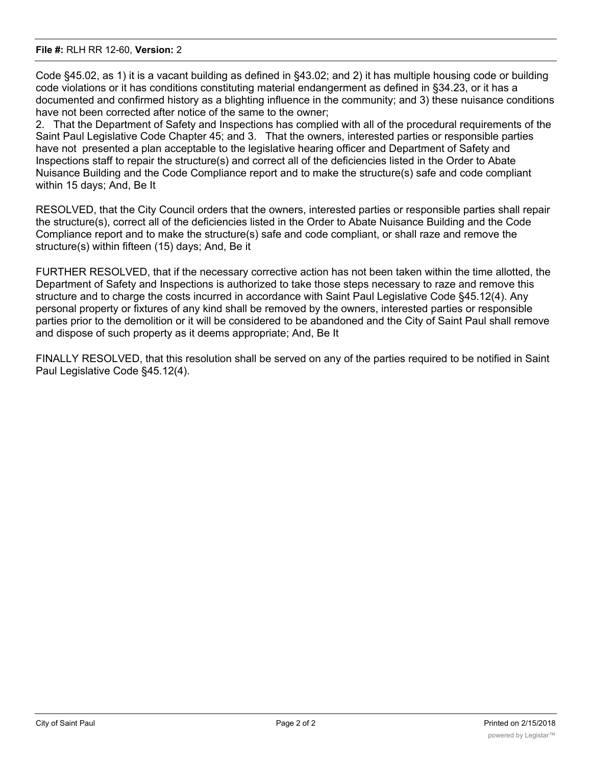Code §45.02, as 1) it is a vacant building as defined in §43.02; and 2) it has multiple housing code or building code violations or it has conditions constituting material endangerment as defined in §34.23, or it has a documented and confirmed history as a blighting influence in the community; and 3) these nuisance conditions have not been corrected after notice of the same to the owner;

2. That the Department of Safety and Inspections has complied with all of the procedural requirements of the Saint Paul Legislative Code Chapter 45; and 3. That the owners, interested parties or responsible parties have not presented a plan acceptable to the legislative hearing officer and Department of Safety and Inspections staff to repair the structure(s) and correct all of the deficiencies listed in the Order to Abate Nuisance Building and the Code Compliance report and to make the structure(s) safe and code compliant within 15 days; And, Be It

RESOLVED, that the City Council orders that the owners, interested parties or responsible parties shall repair the structure(s), correct all of the deficiencies listed in the Order to Abate Nuisance Building and the Code Compliance report and to make the structure(s) safe and code compliant, or shall raze and remove the structure(s) within fifteen (15) days; And, Be it

FURTHER RESOLVED, that if the necessary corrective action has not been taken within the time allotted, the Department of Safety and Inspections is authorized to take those steps necessary to raze and remove this structure and to charge the costs incurred in accordance with Saint Paul Legislative Code §45.12(4). Any personal property or fixtures of any kind shall be removed by the owners, interested parties or responsible parties prior to the demolition or it will be considered to be abandoned and the City of Saint Paul shall remove and dispose of such property as it deems appropriate; And, Be It

FINALLY RESOLVED, that this resolution shall be served on any of the parties required to be notified in Saint Paul Legislative Code §45.12(4).